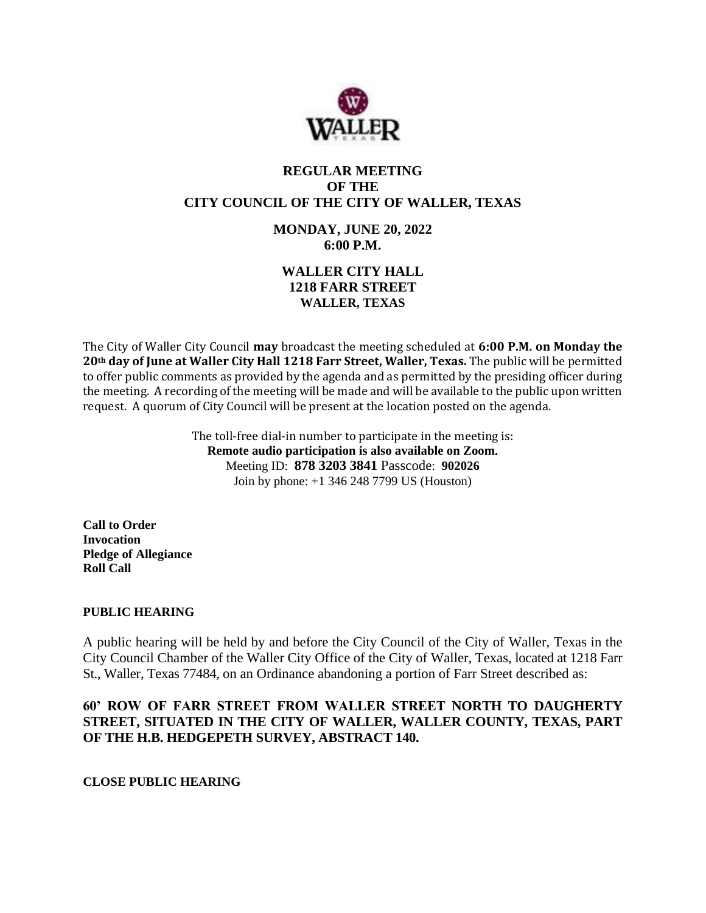# REGULAR MEETING
# OF THE
# CITY COUNCIL OF THE CITY OF WALLER, TEXAS

## MONDAY, JUNE 20, 2022
## 6:00 P.M.

## WALLER CITY HALL
## 1218 FARR STREET
## WALLER, TEXAS

The City of Waller City Council **may** broadcast the meeting scheduled at **6:00 P.M. on Monday the 20th day of June at Waller City Hall 1218 Farr Street, Waller, Texas.** The public will be permitted to offer public comments as provided by the agenda and as permitted by the presiding officer during the meeting. A recording of the meeting will be made and will be available to the public upon written request. A quorum of City Council will be present at the location posted on the agenda.

The toll-free dial-in number to participate in the meeting is:
**Remote audio participation is also available on Zoom.**
Meeting ID: **878 3203 3841** Passcode: **902026**
Join by phone: +1 346 248 7799 US (Houston)

**Call to Order**
**Invocation**
**Pledge of Allegiance**
**Roll Call**

**PUBLIC HEARING**

A public hearing will be held by and before the City Council of the City of Waller, Texas in the City Council Chamber of the Waller City Office of the City of Waller, Texas, located at 1218 Farr St., Waller, Texas 77484, on an Ordinance abandoning a portion of Farr Street described as:

**60' ROW OF FARR STREET FROM WALLER STREET NORTH TO DAUGHERTY STREET, SITUATED IN THE CITY OF WALLER, WALLER COUNTY, TEXAS, PART OF THE H.B. HEDGEPETH SURVEY, ABSTRACT 140.**

**CLOSE PUBLIC HEARING**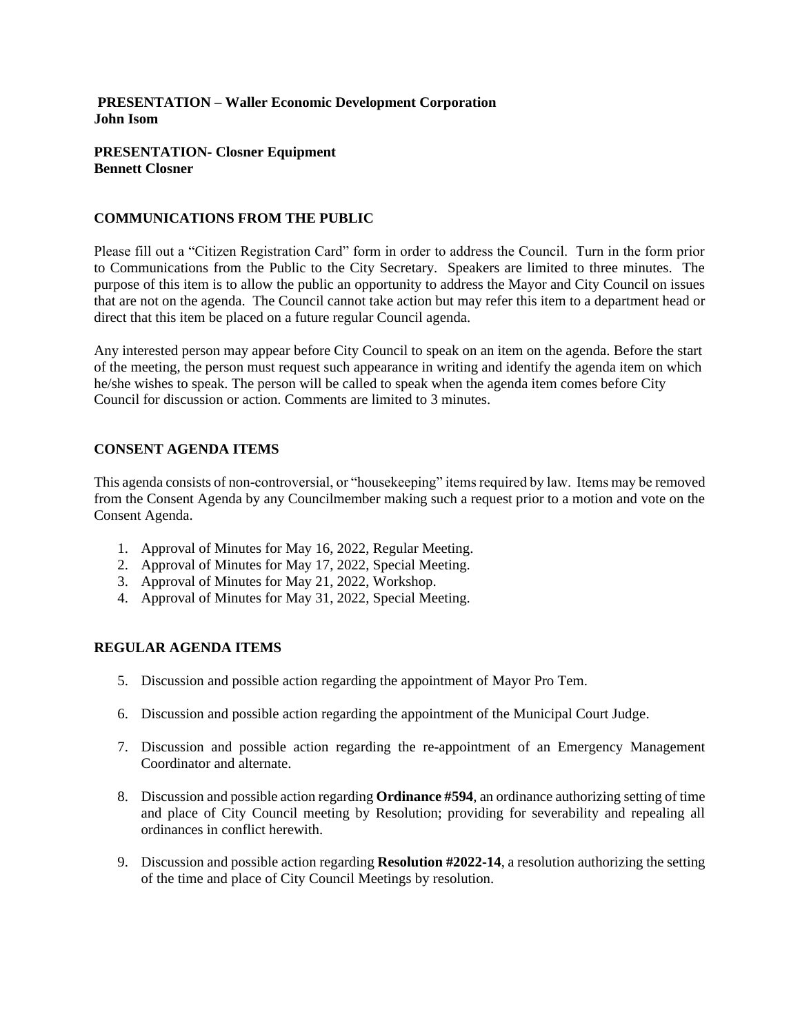**PRESENTATION – Waller Economic Development Corporation**
**John Isom**

**PRESENTATION- Closner Equipment**
**Bennett Closner**

## COMMUNICATIONS FROM THE PUBLIC

Please fill out a "Citizen Registration Card" form in order to address the Council. Turn in the form prior to Communications from the Public to the City Secretary. Speakers are limited to three minutes. The purpose of this item is to allow the public an opportunity to address the Mayor and City Council on issues that are not on the agenda. The Council cannot take action but may refer this item to a department head or direct that this item be placed on a future regular Council agenda.

Any interested person may appear before City Council to speak on an item on the agenda. Before the start of the meeting, the person must request such appearance in writing and identify the agenda item on which he/she wishes to speak. The person will be called to speak when the agenda item comes before City Council for discussion or action. Comments are limited to 3 minutes.

## CONSENT AGENDA ITEMS

This agenda consists of non-controversial, or "housekeeping" items required by law. Items may be removed from the Consent Agenda by any Councilmember making such a request prior to a motion and vote on the Consent Agenda.

1. Approval of Minutes for May 16, 2022, Regular Meeting.
2. Approval of Minutes for May 17, 2022, Special Meeting.
3. Approval of Minutes for May 21, 2022, Workshop.
4. Approval of Minutes for May 31, 2022, Special Meeting.

## REGULAR AGENDA ITEMS

5. Discussion and possible action regarding the appointment of Mayor Pro Tem.

6. Discussion and possible action regarding the appointment of the Municipal Court Judge.

7. Discussion and possible action regarding the re-appointment of an Emergency Management Coordinator and alternate.

8. Discussion and possible action regarding **Ordinance #594**, an ordinance authorizing setting of time and place of City Council meeting by Resolution; providing for severability and repealing all ordinances in conflict herewith.

9. Discussion and possible action regarding **Resolution #2022-14**, a resolution authorizing the setting of the time and place of City Council Meetings by resolution.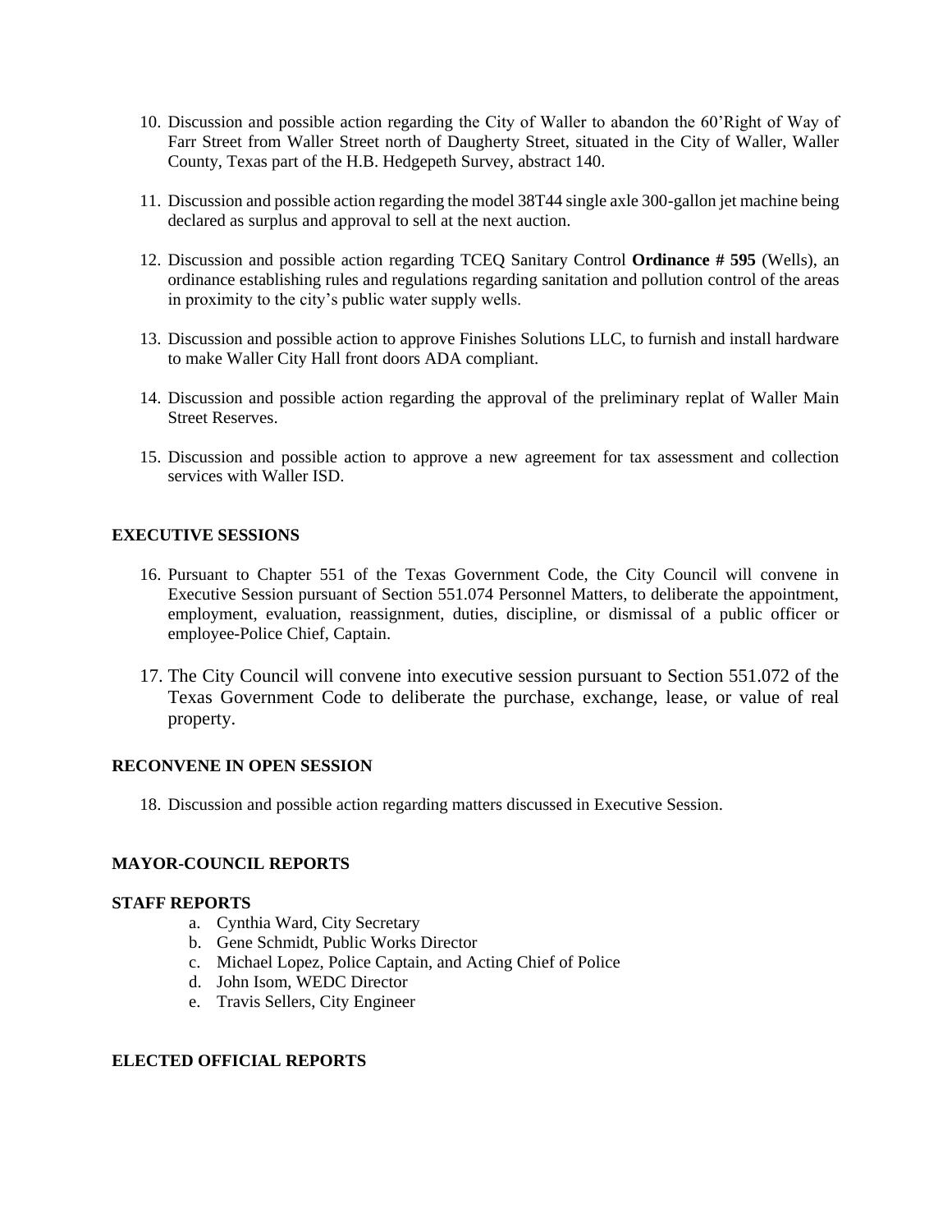10. Discussion and possible action regarding the City of Waller to abandon the 60'Right of Way of Farr Street from Waller Street north of Daugherty Street, situated in the City of Waller, Waller County, Texas part of the H.B. Hedgepeth Survey, abstract 140.

11. Discussion and possible action regarding the model 38T44 single axle 300-gallon jet machine being declared as surplus and approval to sell at the next auction.

12. Discussion and possible action regarding TCEQ Sanitary Control **Ordinance # 595** (Wells), an ordinance establishing rules and regulations regarding sanitation and pollution control of the areas in proximity to the city's public water supply wells.

13. Discussion and possible action to approve Finishes Solutions LLC, to furnish and install hardware to make Waller City Hall front doors ADA compliant.

14. Discussion and possible action regarding the approval of the preliminary replat of Waller Main Street Reserves.

15. Discussion and possible action to approve a new agreement for tax assessment and collection services with Waller ISD.

**EXECUTIVE SESSIONS**

16. Pursuant to Chapter 551 of the Texas Government Code, the City Council will convene in Executive Session pursuant of Section 551.074 Personnel Matters, to deliberate the appointment, employment, evaluation, reassignment, duties, discipline, or dismissal of a public officer or employee-Police Chief, Captain.

17. The City Council will convene into executive session pursuant to Section 551.072 of the Texas Government Code to deliberate the purchase, exchange, lease, or value of real property.

**RECONVENE IN OPEN SESSION**

18. Discussion and possible action regarding matters discussed in Executive Session.

**MAYOR-COUNCIL REPORTS**

**STAFF REPORTS**

a. Cynthia Ward, City Secretary
b. Gene Schmidt, Public Works Director
c. Michael Lopez, Police Captain, and Acting Chief of Police
d. John Isom, WEDC Director
e. Travis Sellers, City Engineer

**ELECTED OFFICIAL REPORTS**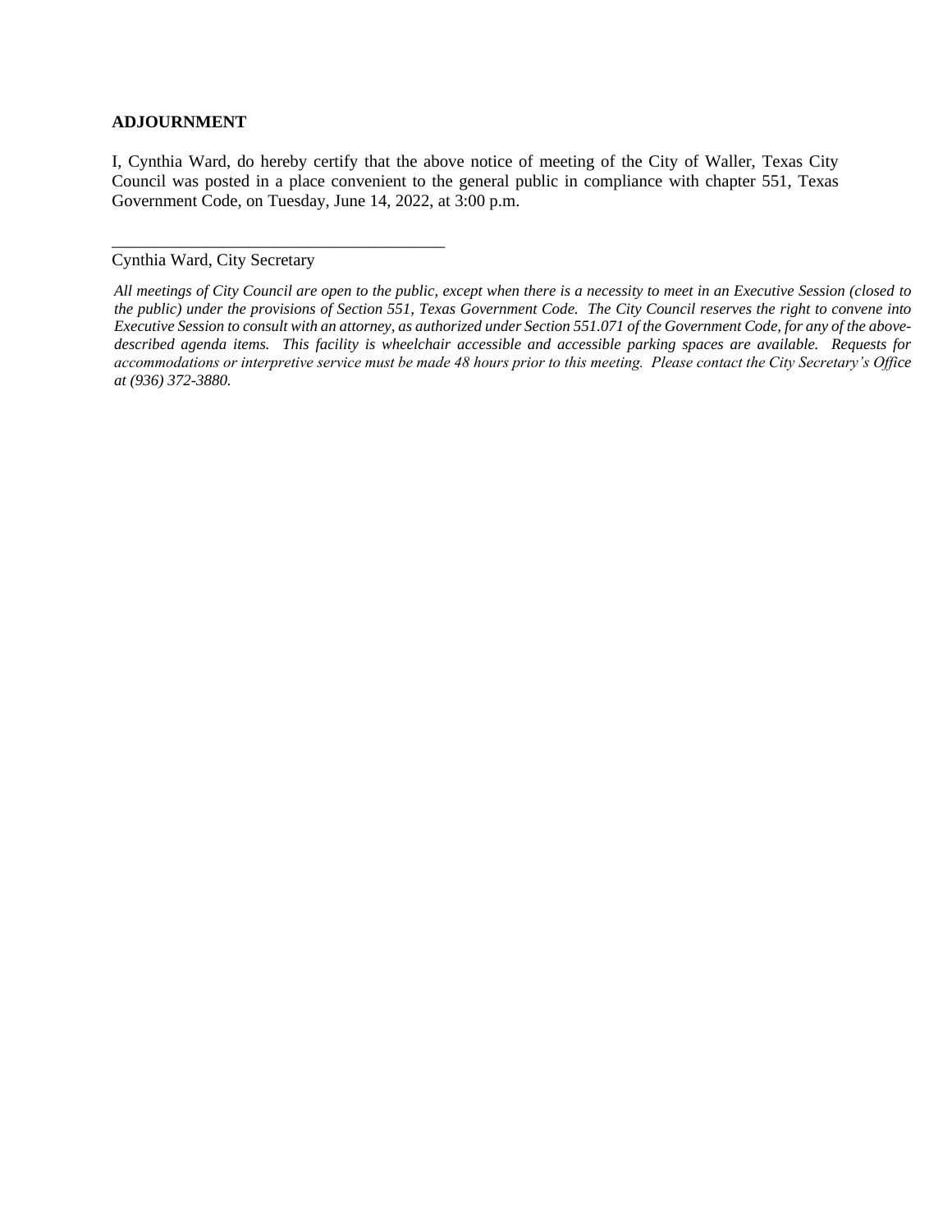**ADJOURNMENT**

I, Cynthia Ward, do hereby certify that the above notice of meeting of the City of Waller, Texas City Council was posted in a place convenient to the general public in compliance with chapter 551, Texas Government Code, on Tuesday, June 14, 2022, at 3:00 p.m.

\_\_\_\_\_\_\_\_\_\_\_\_\_\_\_\_\_\_\_\_\_\_\_\_\_\_\_\_\_\_\_\_\_\_\_\_\_\_\_\_

Cynthia Ward, City Secretary

*All meetings of City Council are open to the public, except when there is a necessity to meet in an Executive Session (closed to the public) under the provisions of Section 551, Texas Government Code. The City Council reserves the right to convene into Executive Session to consult with an attorney, as authorized under Section 551.071 of the Government Code, for any of the above-described agenda items. This facility is wheelchair accessible and accessible parking spaces are available. Requests for accommodations or interpretive service must be made 48 hours prior to this meeting. Please contact the City Secretary's Office at (936) 372-3880.*